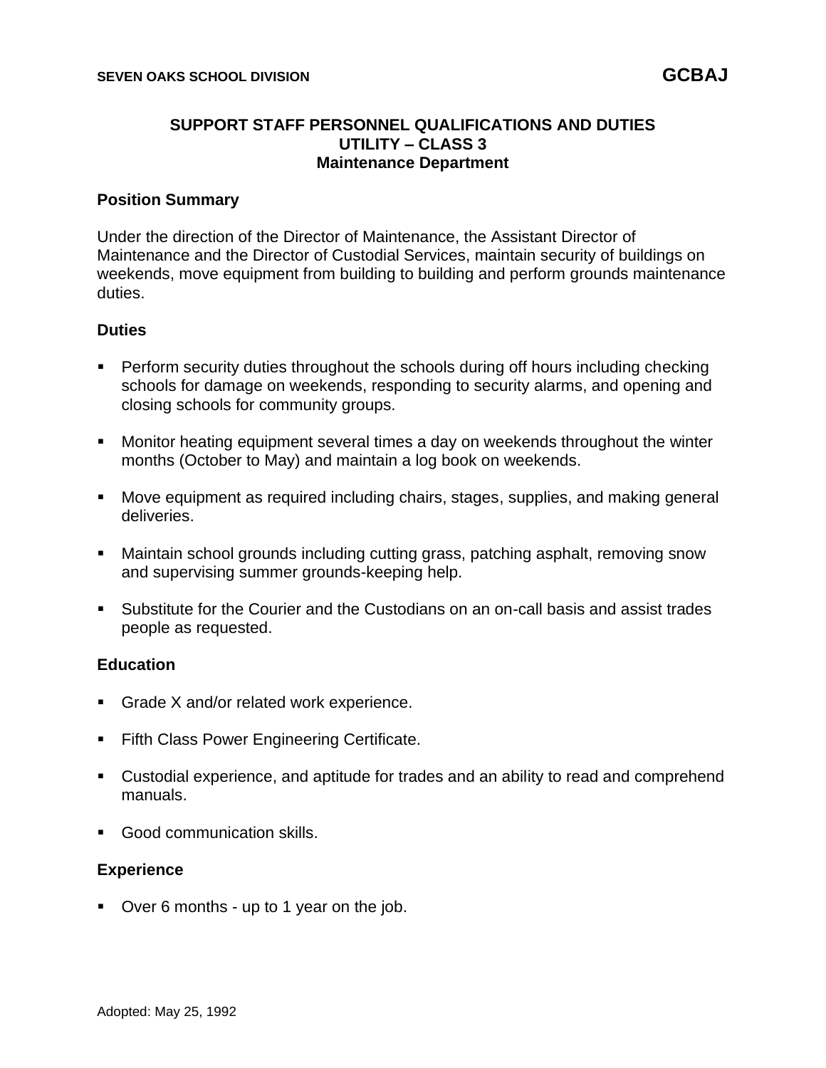SEVEN OAKS SCHOOL DIVISION **GCBAJ**

# SUPPORT STAFF PERSONNEL QUALIFICATIONS AND DUTIES
## UTILITY – CLASS 3
### Maintenance Department

**Position Summary**

Under the direction of the Director of Maintenance, the Assistant Director of Maintenance and the Director of Custodial Services, maintain security of buildings on weekends, move equipment from building to building and perform grounds maintenance duties.

**Duties**

- Perform security duties throughout the schools during off hours including checking schools for damage on weekends, responding to security alarms, and opening and closing schools for community groups.
- Monitor heating equipment several times a day on weekends throughout the winter months (October to May) and maintain a log book on weekends.
- Move equipment as required including chairs, stages, supplies, and making general deliveries.
- Maintain school grounds including cutting grass, patching asphalt, removing snow and supervising summer grounds-keeping help.
- Substitute for the Courier and the Custodians on an on-call basis and assist trades people as requested.

**Education**

- Grade X and/or related work experience.
- Fifth Class Power Engineering Certificate.
- Custodial experience, and aptitude for trades and an ability to read and comprehend manuals.
- Good communication skills.

**Experience**

- Over 6 months - up to 1 year on the job.

Adopted: May 25, 1992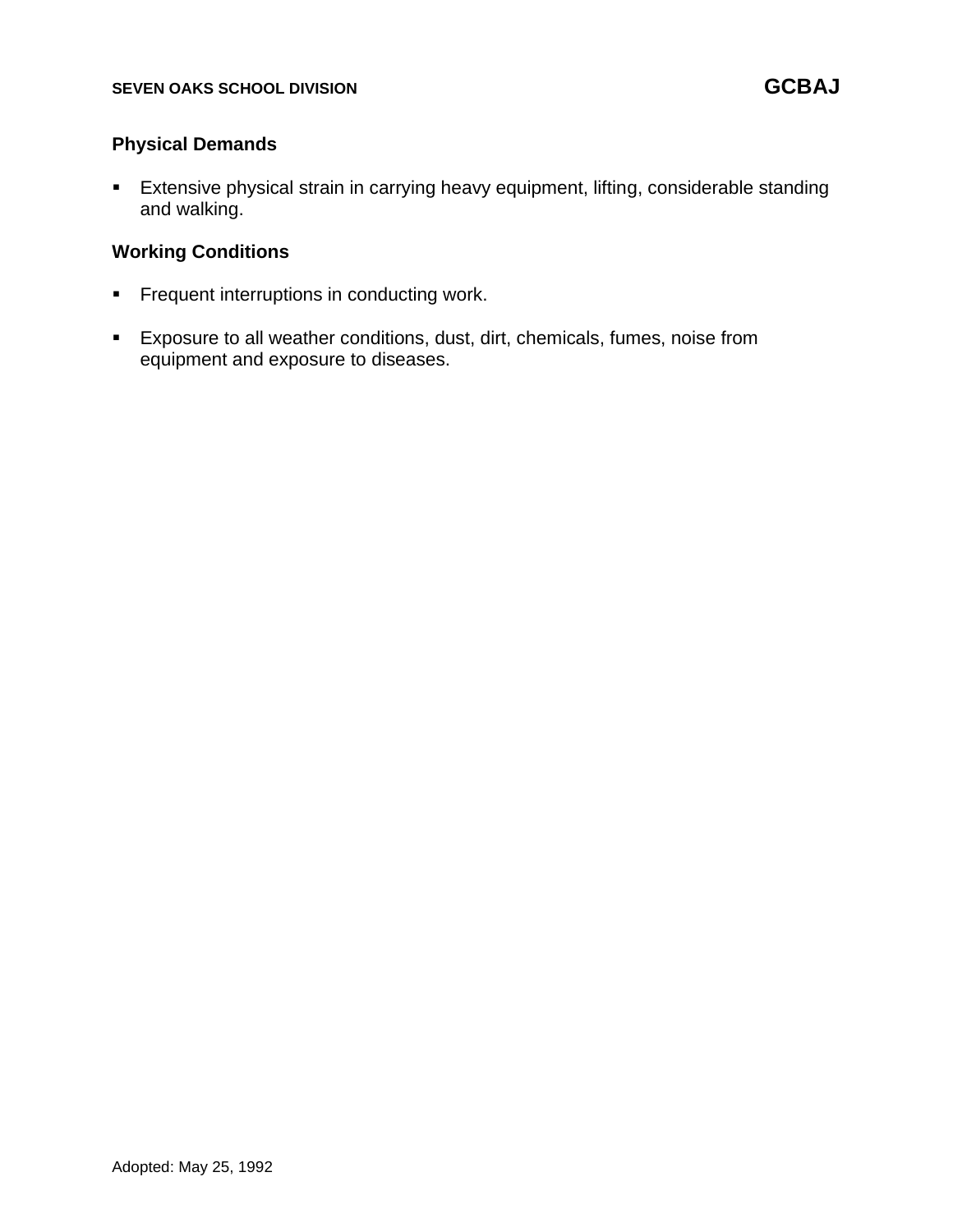**Physical Demands**

- Extensive physical strain in carrying heavy equipment, lifting, considerable standing and walking.

**Working Conditions**

- Frequent interruptions in conducting work.

- Exposure to all weather conditions, dust, dirt, chemicals, fumes, noise from equipment and exposure to diseases.

Adopted: May 25, 1992